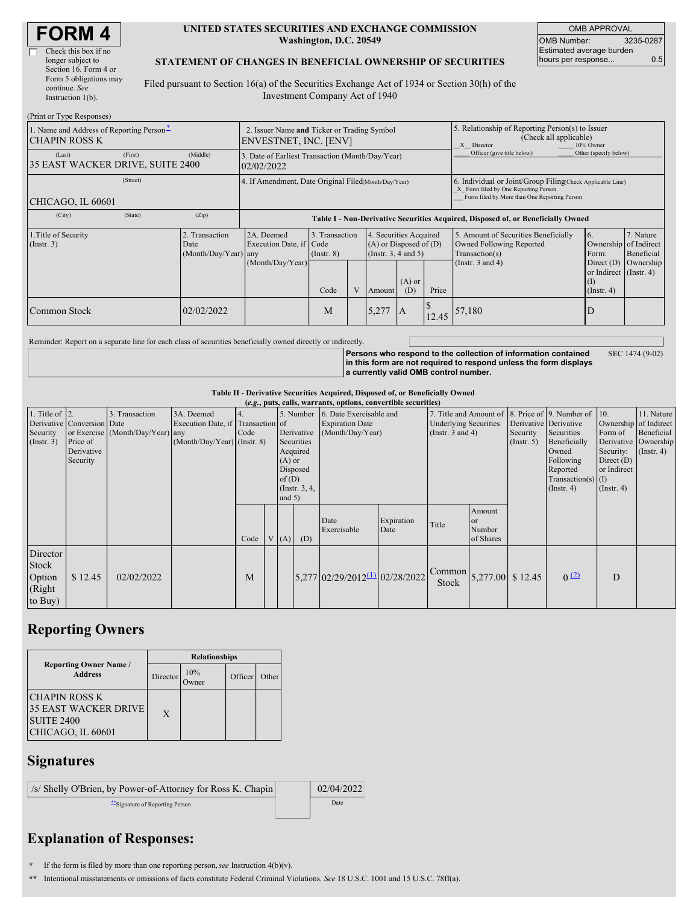# FORM 4

☐ Check this box if no longer subject to Section 16. Form 4 or Form 5 obligations may continue. *See* Instruction 1(b).

**UNITED STATES SECURITIES AND EXCHANGE COMMISSION**
**Washington, D.C. 20549**

**STATEMENT OF CHANGES IN BENEFICIAL OWNERSHIP OF SECURITIES**

Filed pursuant to Section 16(a) of the Securities Exchange Act of 1934 or Section 30(h) of the Investment Company Act of 1940

| OMB APPROVAL | |
|---|---|
| OMB Number: | 3235-0287 |
| Estimated average burden hours per response... | 0.5 |

(Print or Type Responses)

| 1. Name and Address of Reporting Person* | 2. Issuer Name and Ticker or Trading Symbol | 5. Relationship of Reporting Person(s) to Issuer (Check all applicable) |
|---|---|---|
| CHAPIN ROSS K | ENVESTNET, INC. [ENV] | X Director ___ 10% Owner ___ Officer (give title below) ___ Other (specify below) |
| (Last) (First) (Middle) 35 EAST WACKER DRIVE, SUITE 2400 | 3. Date of Earliest Transaction (Month/Day/Year) 02/02/2022 | |
| (Street) CHICAGO, IL 60601 | 4. If Amendment, Date Original Filed (Month/Day/Year) | 6. Individual or Joint/Group Filing (Check Applicable Line) X Form filed by One Reporting Person ___ Form filed by More than One Reporting Person |
| (City) (State) (Zip) | | |

**Table I - Non-Derivative Securities Acquired, Disposed of, or Beneficially Owned**

| 1.Title of Security (Instr. 3) | 2. Transaction Date (Month/Day/Year) | 2A. Deemed Execution Date, if any (Month/Day/Year) | 3. Transaction Code (Instr. 8) | | 4. Securities Acquired (A) or Disposed of (D) (Instr. 3, 4 and 5) | | | 5. Amount of Securities Beneficially Owned Following Reported Transaction(s) (Instr. 3 and 4) | 6. Ownership Form: Direct (D) or Indirect (I) (Instr. 4) | 7. Nature of Indirect Beneficial Ownership (Instr. 4) |
|---|---|---|---|---|---|---|---|---|---|---|
| | | | Code | V | Amount | (A) or (D) | Price | | | |
| Common Stock | 02/02/2022 | | M | | 5,277 | A | $ 12.45 | 57,180 | D | |

Reminder: Report on a separate line for each class of securities beneficially owned directly or indirectly.

**Persons who respond to the collection of information contained in this form are not required to respond unless the form displays a currently valid OMB control number.** SEC 1474 (9-02)

**Table II - Derivative Securities Acquired, Disposed of, or Beneficially Owned**
***(e.g., puts, calls, warrants, options, convertible securities)***

| 1. Title of Derivative Security (Instr. 3) | 2. Conversion or Exercise Price of Derivative Security | 3. Transaction Date (Month/Day/Year) | 3A. Deemed Execution Date, if any (Month/Day/Year) | 4. Transaction Code (Instr. 8) | | 5. Number of Derivative Securities Acquired (A) or Disposed of (D) (Instr. 3, 4, and 5) | | 6. Date Exercisable and Expiration Date (Month/Day/Year) | | 7. Title and Amount of Underlying Securities (Instr. 3 and 4) | | 8. Price of Derivative Security (Instr. 5) | 9. Number of Derivative Securities Beneficially Owned Following Reported Transaction(s) (Instr. 4) | 10. Ownership Form of Derivative Security: Direct (D) or Indirect (I) (Instr. 4) | 11. Nature of Indirect Beneficial Ownership (Instr. 4) |
|---|---|---|---|---|---|---|---|---|---|---|---|---|---|---|---|
| | | | | Code | V | (A) | (D) | Date Exercisable | Expiration Date | Title | Amount or Number of Shares | | | | |
| Director Stock Option (Right to Buy) | $ 12.45 | 02/02/2022 | | M | | | 5,277 | 02/29/2012 (1) | 02/28/2022 | Common Stock | 5,277.00 | $ 12.45 | 0 (2) | D | |

## Reporting Owners

| Reporting Owner Name / Address | Relationships | | | |
|---|---|---|---|---|
| | Director | 10% Owner | Officer | Other |
| CHAPIN ROSS K<br>35 EAST WACKER DRIVE<br>SUITE 2400<br>CHICAGO, IL 60601 | X | | | |

## Signatures

| /s/ Shelly O'Brien, by Power-of-Attorney for Ross K. Chapin | 02/04/2022 |
|---|---|
| **Signature of Reporting Person | Date |

## Explanation of Responses:

\* If the form is filed by more than one reporting person, *see* Instruction 4(b)(v).

\*\* Intentional misstatements or omissions of facts constitute Federal Criminal Violations. *See* 18 U.S.C. 1001 and 15 U.S.C. 78ff(a).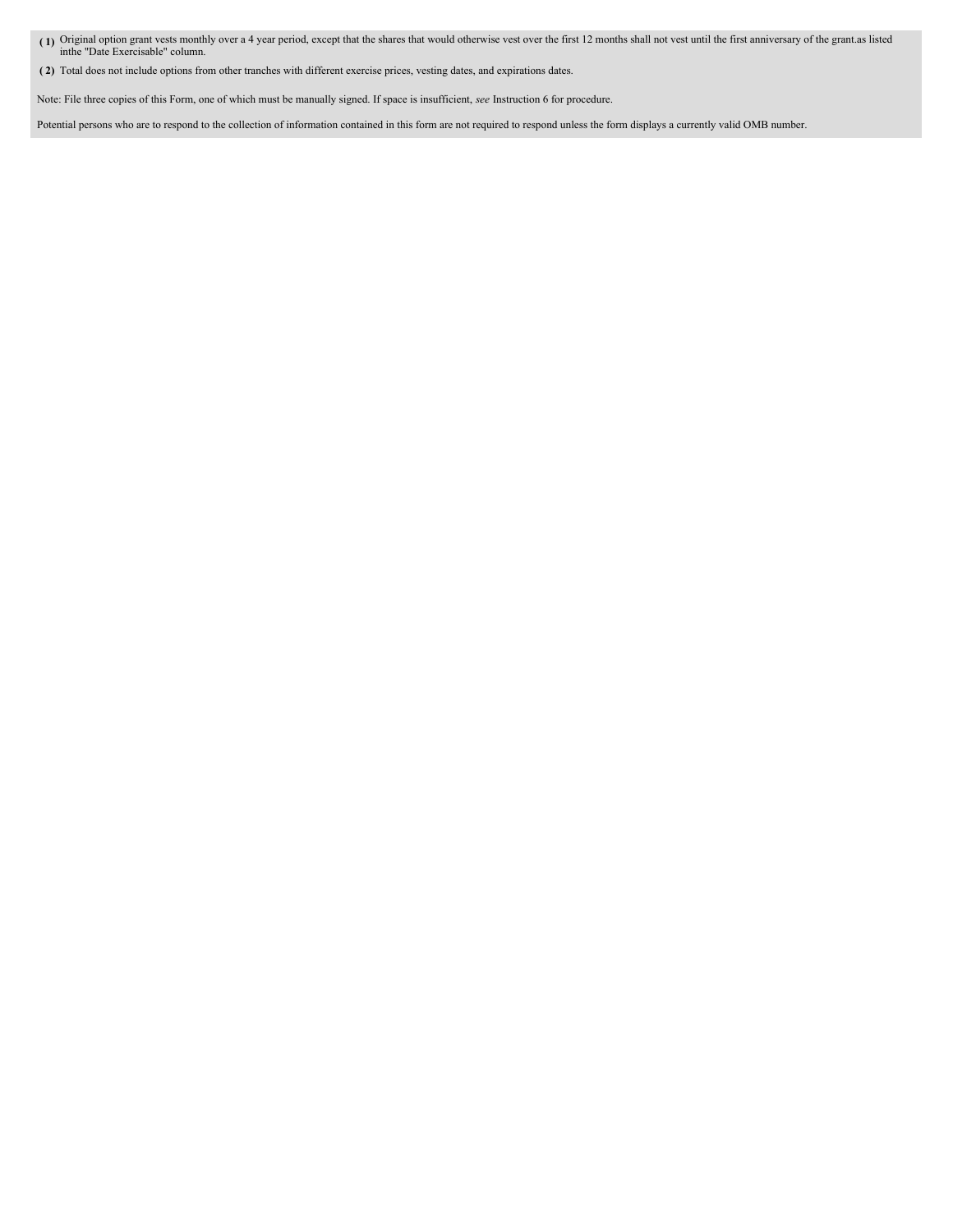( 1 ) Original option grant vests monthly over a 4 year period, except that the shares that would otherwise vest over the first 12 months shall not vest until the first anniversary of the grant.as listed inthe "Date Exercisable" column.

( 2 ) Total does not include options from other tranches with different exercise prices, vesting dates, and expirations dates.

Note: File three copies of this Form, one of which must be manually signed. If space is insufficient, *see* Instruction 6 for procedure.

Potential persons who are to respond to the collection of information contained in this form are not required to respond unless the form displays a currently valid OMB number.